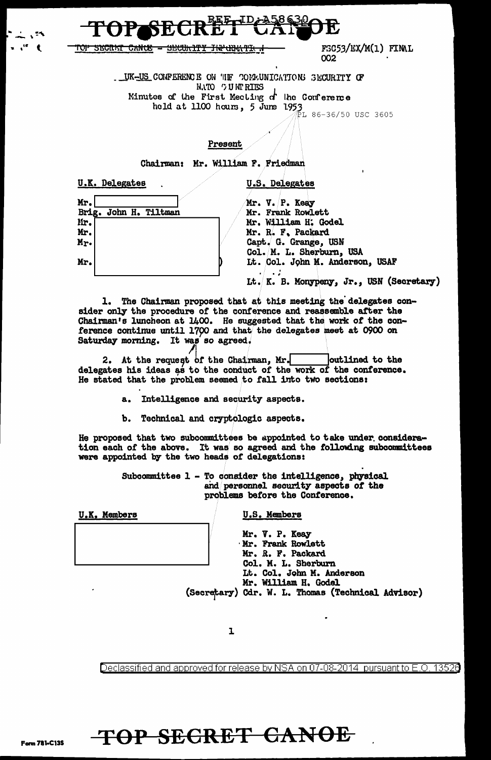TOP SECRET CANOE

REF ID:A58630

TOP SECRET CANOE - SECURITY INFORMATION

FSC53/EX/M(1) FINAL
002

UK-US CONFERENCE ON THE COMMUNICATIONS SECURITY OF NATO COUNTRIES

Minutes of the First Meeting of the Conference held at 1100 hours, 5 June 1953

PL 86-36/50 USC 3605

Present

Chairman: Mr. William F. Friedman

| U.K. Delegates | U.S. Delegates |
|---|---|
| Mr. [redacted] | Mr. V. P. Keay |
| Brig. John H. Tiltman | Mr. Frank Rowlett |
| Mr. [redacted] | Mr. William H. Godel |
| Mr. [redacted] | Mr. R. F. Packard |
| Mr. [redacted] | Capt. G. Grange, USN |
| | Col. M. L. Sherburn, USA |
| Mr. [redacted] | Lt. Col. John M. Anderson, USAF |
| | Lt. K. B. Monypeny, Jr., USN (Secretary) |

1. The Chairman proposed that at this meeting the delegates consider only the procedure of the conference and reassemble after the Chairman's luncheon at 1400. He suggested that the work of the conference continue until 1700 and that the delegates meet at 0900 on Saturday morning. It was so agreed.

2. At the request of the Chairman, Mr. [redacted] outlined to the delegates his ideas as to the conduct of the work of the conference. He stated that the problem seemed to fall into two sections:

a. Intelligence and security aspects.

b. Technical and cryptologic aspects.

He proposed that two subcommittees be appointed to take under consideration each of the above. It was so agreed and the following subcommittees were appointed by the two heads of delegations:

Subcommittee 1 - To consider the intelligence, physical and personnel security aspects of the problems before the Conference.

| U.K. Members | U.S. Members |
|---|---|
| [redacted] | Mr. V. P. Keay |
| | Mr. Frank Rowlett |
| | Mr. R. F. Packard |
| | Col. M. L. Sherburn |
| | Lt. Col. John M. Anderson |
| | Mr. William H. Godel |
| | (Secretary) Cdr. W. L. Thomas (Technical Advisor) |

Declassified and approved for release by NSA on 07-08-2014 pursuant to E.O. 13526

Form 781-C13S

TOP SECRET CANOE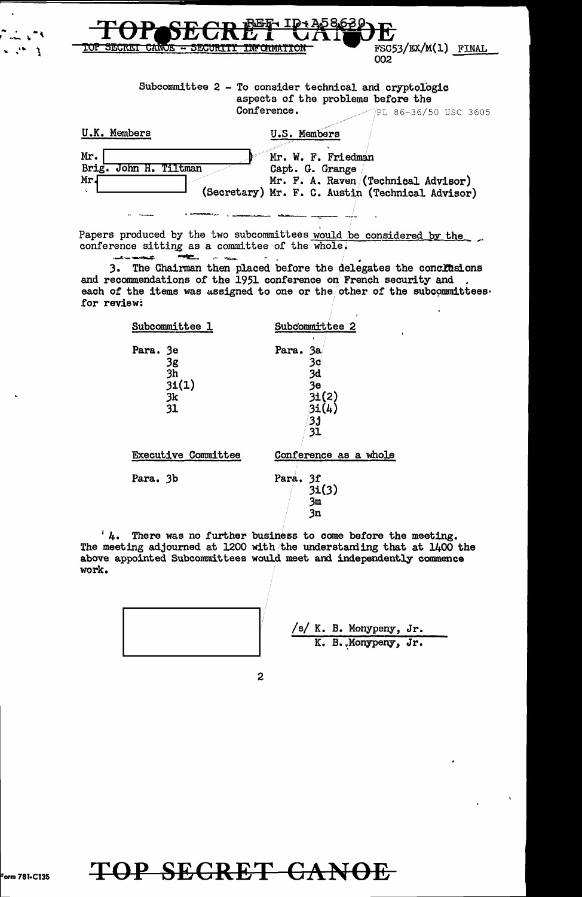TOP SECRET CANOE

TOP SECRET CANOE - SECURITY INFORMATION

FSC53/EX/M(1) FINAL
002

Subcommittee 2 - To consider technical and cryptologic aspects of the problems before the Conference.

PL 86-36/50 USC 3605

| U.K. Members | U.S. Members |
|---|---|
| Mr. [redacted] | Mr. W. F. Friedman |
| Brig. John H. Tiltman | Capt. G. Grange |
| Mr. [redacted] | Mr. F. A. Raven (Technical Advisor) |
| (Secretary) | Mr. F. C. Austin (Technical Advisor) |

Papers produced by the two subcommittees would be considered by the conference sitting as a committee of the whole.

3. The Chairman then placed before the delegates the conclusions and recommendations of the 1951 conference on French security and each of the items was assigned to one or the other of the subcommittees for review:

| Subcommittee 1 | Subcommittee 2 |
|---|---|
| Para. 3e | Para. 3a |
| 3g | 3c |
| 3h | 3d |
| 3i(1) | 3e |
| 3k | 3i(2) |
| 3l | 3i(4) |
| | 3j |
| | 3l |

| Executive Committee | Conference as a whole |
|---|---|
| Para. 3b | Para. 3f |
| | 3i(3) |
| | 3m |
| | 3n |

4. There was no further business to come before the meeting. The meeting adjourned at 1200 with the understanding that at 1400 the above appointed Subcommittees would meet and independently commence work.

/s/ K. B. Monypeny, Jr.
K. B. Monypeny, Jr.

TOP SECRET CANOE